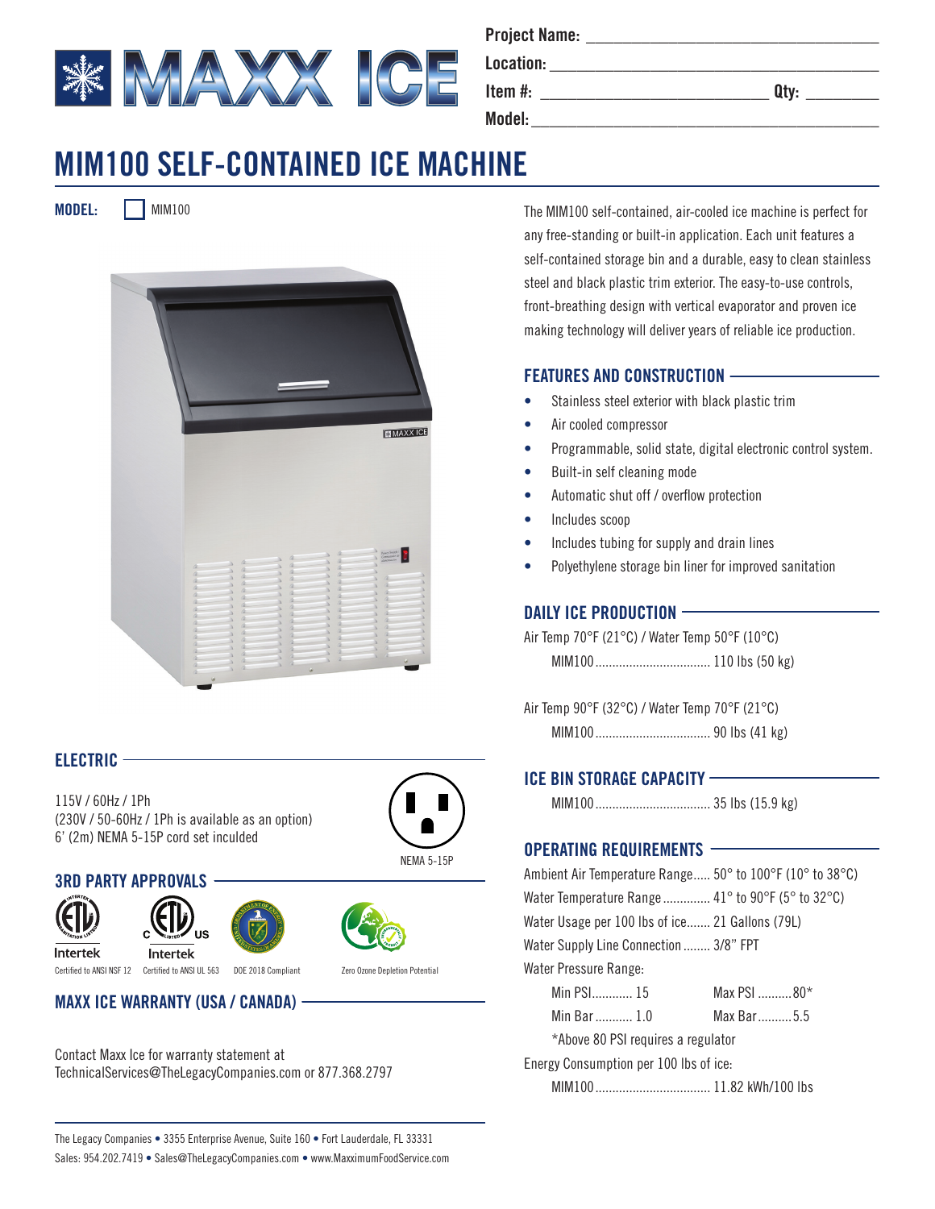Project Name: ______________________________

Location: ______________________________

Item #: ______________________ Qty: ________

Model: ______________________________

# MIM100 SELF-CONTAINED ICE MACHINE

**MODEL:** ☐ MIM100

The MIM100 self-contained, air-cooled ice machine is perfect for any free-standing or built-in application. Each unit features a self-contained storage bin and a durable, easy to clean stainless steel and black plastic trim exterior. The easy-to-use controls, front-breathing design with vertical evaporator and proven ice making technology will deliver years of reliable ice production.

## FEATURES AND CONSTRUCTION

- Stainless steel exterior with black plastic trim
- Air cooled compressor
- Programmable, solid state, digital electronic control system.
- Built-in self cleaning mode
- Automatic shut off / overflow protection
- Includes scoop
- Includes tubing for supply and drain lines
- Polyethylene storage bin liner for improved sanitation

## DAILY ICE PRODUCTION

Air Temp 70°F (21°C) / Water Temp 50°F (10°C)

MIM100 .................................. 110 lbs (50 kg)

Air Temp 90°F (32°C) / Water Temp 70°F (21°C)

MIM100 .................................. 90 lbs (41 kg)

## ICE BIN STORAGE CAPACITY

MIM100 .................................. 35 lbs (15.9 kg)

## OPERATING REQUIREMENTS

Ambient Air Temperature Range..... 50° to 100°F (10° to 38°C)

Water Temperature Range .............. 41° to 90°F (5° to 32°C)

Water Usage per 100 lbs of ice....... 21 Gallons (79L)

Water Supply Line Connection ........ 3/8" FPT

Water Pressure Range:

| | |
|---|---|
| Min PSI............ 15 | Max PSI ..........80* |
| Min Bar ........... 1.0 | Max Bar..........5.5 |

*Above 80 PSI requires a regulator

Energy Consumption per 100 lbs of ice:

MIM100 .................................. 11.82 kWh/100 lbs

## ELECTRIC

115V / 60Hz / 1Ph

(230V / 50-60Hz / 1Ph is available as an option)

6' (2m) NEMA 5-15P cord set inculded

NEMA 5-15P

## 3RD PARTY APPROVALS

Certified to ANSI NSF 12 | Certified to ANSI UL 563 | DOE 2018 Compliant | Zero Ozone Depletion Potential

## MAXX ICE WARRANTY (USA / CANADA)

Contact Maxx Ice for warranty statement at TechnicalServices@TheLegacyCompanies.com or 877.368.2797

The Legacy Companies • 3355 Enterprise Avenue, Suite 160 • Fort Lauderdale, FL 33331

Sales: 954.202.7419 • Sales@TheLegacyCompanies.com • www.MaxximumFoodService.com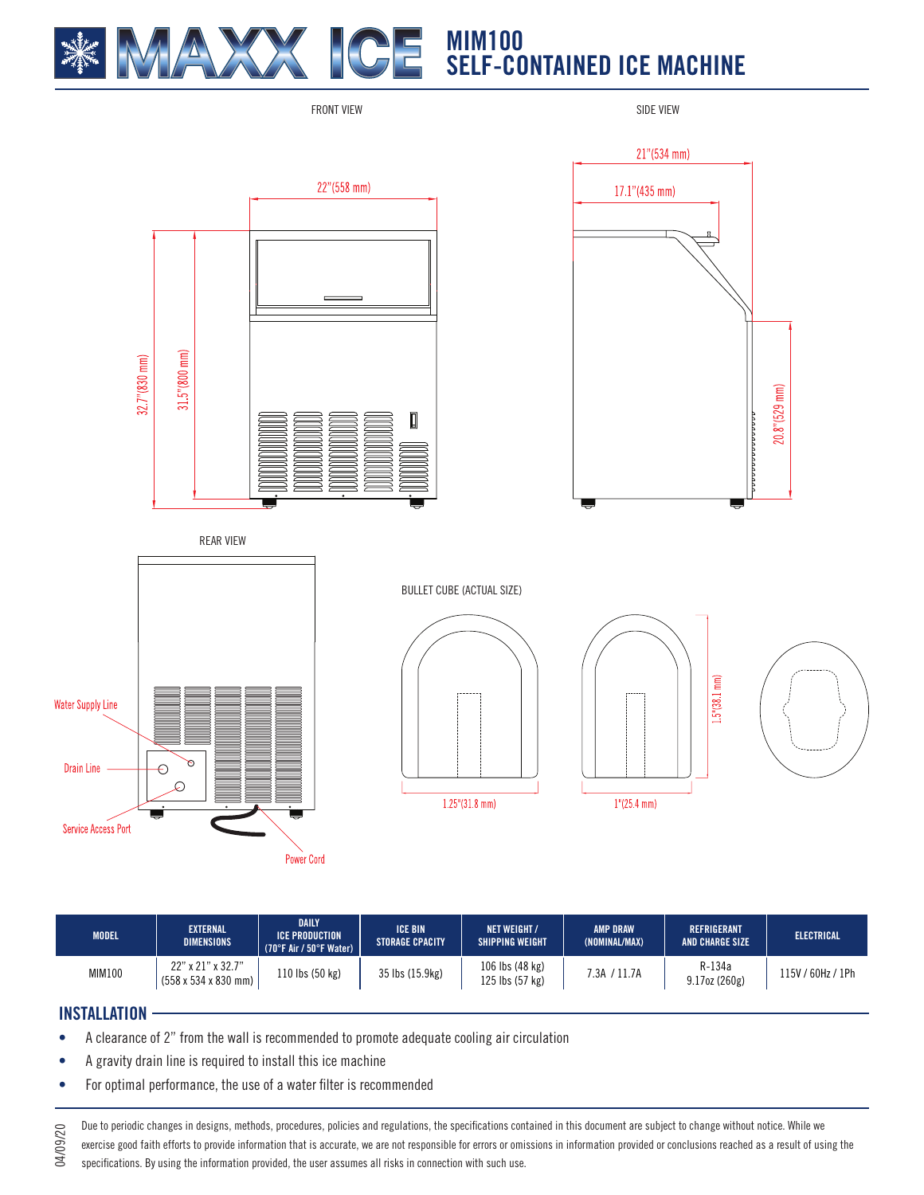# MAXX ICE

## MIM100 SELF-CONTAINED ICE MACHINE

FRONT VIEW

22"(558 mm)

32.7"(830 mm)

31.5"(800 mm)

SIDE VIEW

21"(534 mm)

17.1"(435 mm)

20.8"(529 mm)

REAR VIEW

Water Supply Line

Drain Line

Service Access Port

Power Cord

BULLET CUBE (ACTUAL SIZE)

1.25"(31.8 mm)

1"(25.4 mm)

1.5"(38.1 mm)

| MODEL | EXTERNAL DIMENSIONS | DAILY ICE PRODUCTION (70°F Air / 50°F Water) | ICE BIN STORAGE CPACITY | NET WEIGHT / SHIPPING WEIGHT | AMP DRAW (NOMINAL/MAX) | REFRIGERANT AND CHARGE SIZE | ELECTRICAL |
|---|---|---|---|---|---|---|---|
| MIM100 | 22" x 21" x 32.7" (558 x 534 x 830 mm) | 110 lbs (50 kg) | 35 lbs (15.9kg) | 106 lbs (48 kg) 125 lbs (57 kg) | 7.3A / 11.7A | R-134a 9.17oz (260g) | 115V / 60Hz / 1Ph |

## INSTALLATION

- A clearance of 2" from the wall is recommended to promote adequate cooling air circulation
- A gravity drain line is required to install this ice machine
- For optimal performance, the use of a water filter is recommended

04/09/20

Due to periodic changes in designs, methods, procedures, policies and regulations, the specifications contained in this document are subject to change without notice. While we exercise good faith efforts to provide information that is accurate, we are not responsible for errors or omissions in information provided or conclusions reached as a result of using the specifications. By using the information provided, the user assumes all risks in connection with such use.